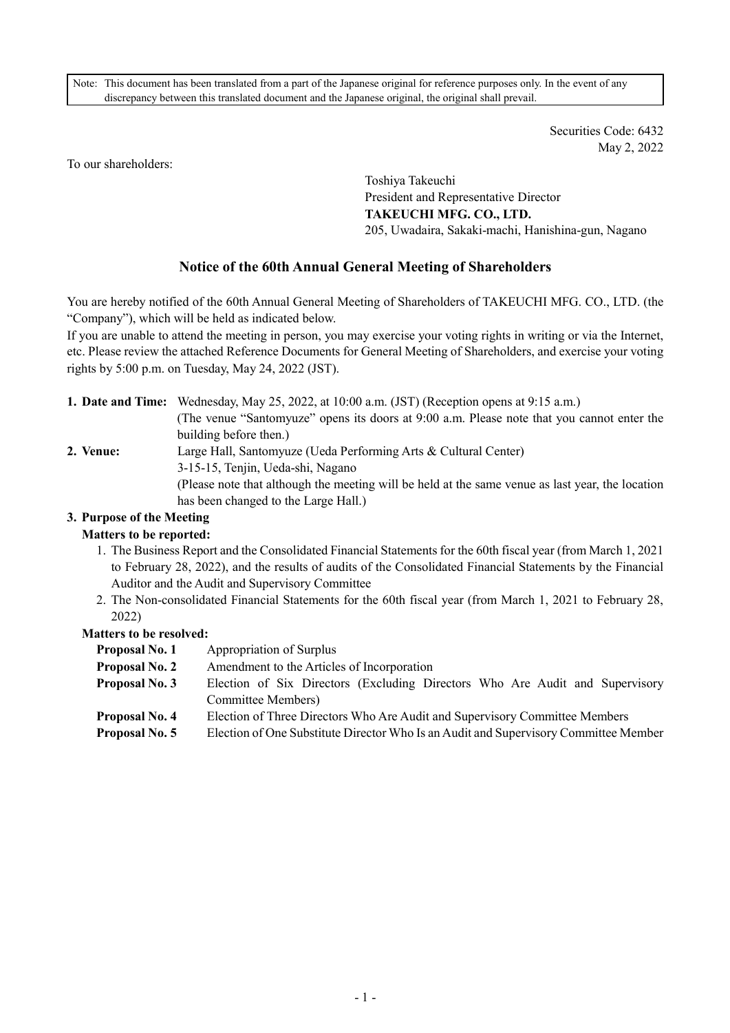Note: This document has been translated from a part of the Japanese original for reference purposes only. In the event of any discrepancy between this translated document and the Japanese original, the original shall prevail.

Securities Code: 6432
May 2, 2022

To our shareholders:

Toshiya Takeuchi
President and Representative Director
**TAKEUCHI MFG. CO., LTD.**
205, Uwadaira, Sakaki-machi, Hanishina-gun, Nagano

## Notice of the 60th Annual General Meeting of Shareholders

You are hereby notified of the 60th Annual General Meeting of Shareholders of TAKEUCHI MFG. CO., LTD. (the "Company"), which will be held as indicated below.

If you are unable to attend the meeting in person, you may exercise your voting rights in writing or via the Internet, etc. Please review the attached Reference Documents for General Meeting of Shareholders, and exercise your voting rights by 5:00 p.m. on Tuesday, May 24, 2022 (JST).

**1. Date and Time:** Wednesday, May 25, 2022, at 10:00 a.m. (JST) (Reception opens at 9:15 a.m.)
(The venue "Santomyuze" opens its doors at 9:00 a.m. Please note that you cannot enter the building before then.)

**2. Venue:** Large Hall, Santomyuze (Ueda Performing Arts & Cultural Center)
3-15-15, Tenjin, Ueda-shi, Nagano
(Please note that although the meeting will be held at the same venue as last year, the location has been changed to the Large Hall.)

**3. Purpose of the Meeting**

**Matters to be reported:**

1. The Business Report and the Consolidated Financial Statements for the 60th fiscal year (from March 1, 2021 to February 28, 2022), and the results of audits of the Consolidated Financial Statements by the Financial Auditor and the Audit and Supervisory Committee
2. The Non-consolidated Financial Statements for the 60th fiscal year (from March 1, 2021 to February 28, 2022)

**Matters to be resolved:**

**Proposal No. 1** Appropriation of Surplus
**Proposal No. 2** Amendment to the Articles of Incorporation
**Proposal No. 3** Election of Six Directors (Excluding Directors Who Are Audit and Supervisory Committee Members)
**Proposal No. 4** Election of Three Directors Who Are Audit and Supervisory Committee Members
**Proposal No. 5** Election of One Substitute Director Who Is an Audit and Supervisory Committee Member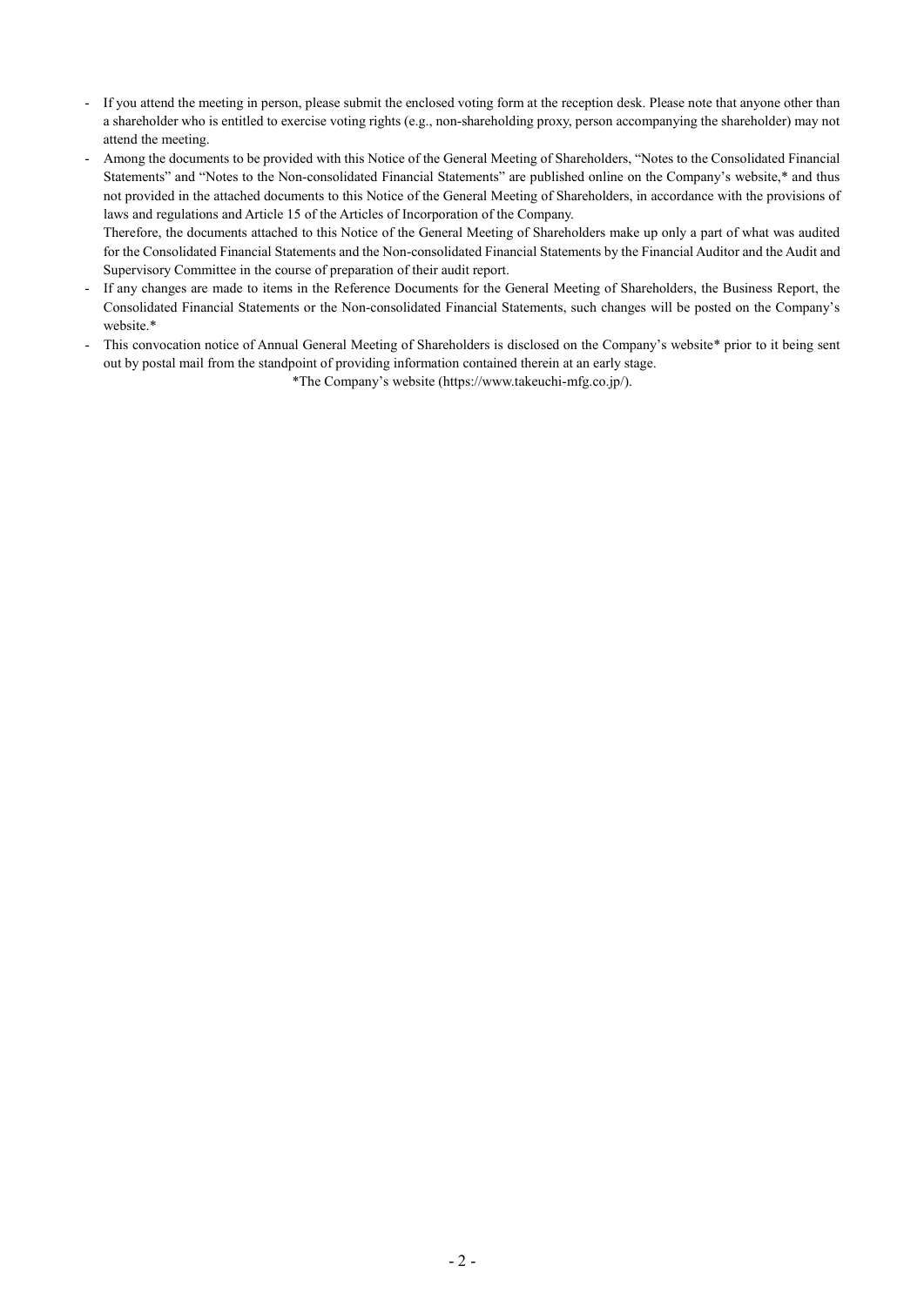- If you attend the meeting in person, please submit the enclosed voting form at the reception desk. Please note that anyone other than a shareholder who is entitled to exercise voting rights (e.g., non-shareholding proxy, person accompanying the shareholder) may not attend the meeting.
- Among the documents to be provided with this Notice of the General Meeting of Shareholders, "Notes to the Consolidated Financial Statements" and "Notes to the Non-consolidated Financial Statements" are published online on the Company's website,* and thus not provided in the attached documents to this Notice of the General Meeting of Shareholders, in accordance with the provisions of laws and regulations and Article 15 of the Articles of Incorporation of the Company.
  Therefore, the documents attached to this Notice of the General Meeting of Shareholders make up only a part of what was audited for the Consolidated Financial Statements and the Non-consolidated Financial Statements by the Financial Auditor and the Audit and Supervisory Committee in the course of preparation of their audit report.
- If any changes are made to items in the Reference Documents for the General Meeting of Shareholders, the Business Report, the Consolidated Financial Statements or the Non-consolidated Financial Statements, such changes will be posted on the Company's website.*
- This convocation notice of Annual General Meeting of Shareholders is disclosed on the Company's website* prior to it being sent out by postal mail from the standpoint of providing information contained therein at an early stage.

*The Company's website (https://www.takeuchi-mfg.co.jp/).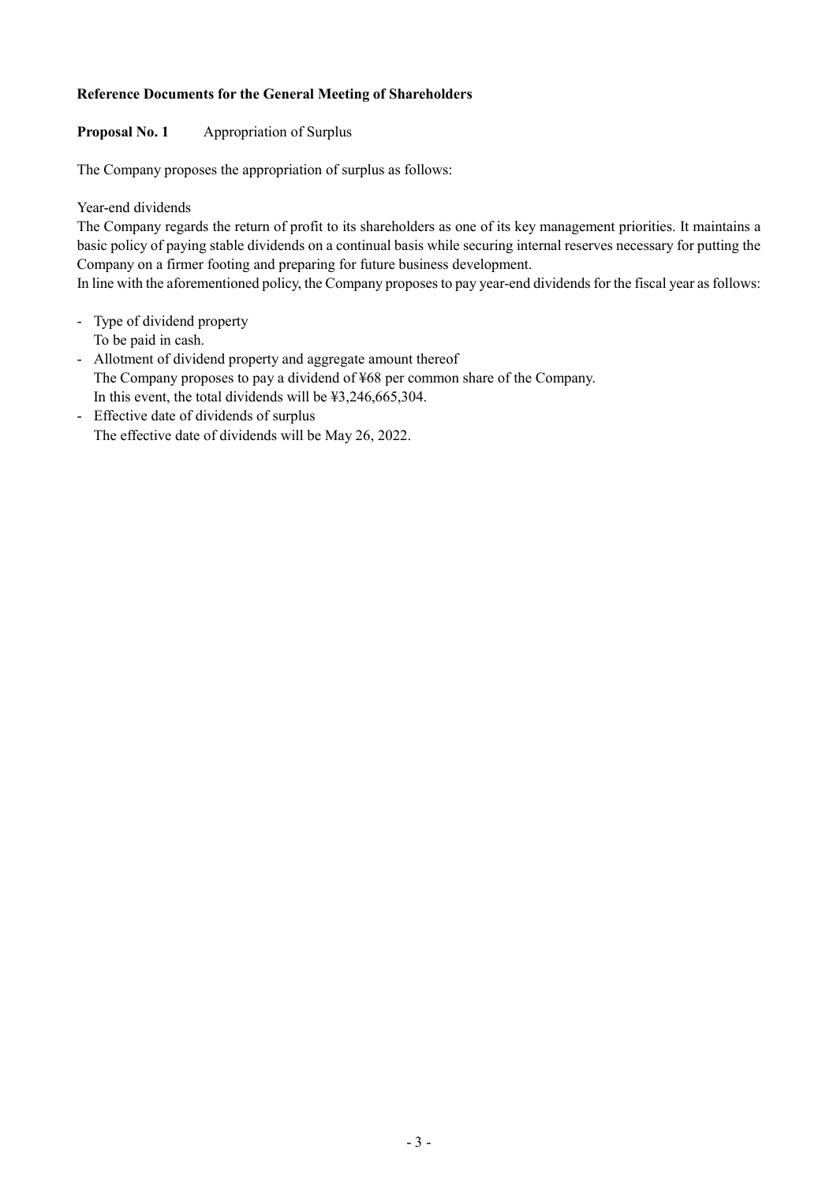**Reference Documents for the General Meeting of Shareholders**

**Proposal No. 1** Appropriation of Surplus

The Company proposes the appropriation of surplus as follows:

Year-end dividends

The Company regards the return of profit to its shareholders as one of its key management priorities. It maintains a basic policy of paying stable dividends on a continual basis while securing internal reserves necessary for putting the Company on a firmer footing and preparing for future business development.

In line with the aforementioned policy, the Company proposes to pay year-end dividends for the fiscal year as follows:

- Type of dividend property
  To be paid in cash.
- Allotment of dividend property and aggregate amount thereof
  The Company proposes to pay a dividend of ¥68 per common share of the Company.
  In this event, the total dividends will be ¥3,246,665,304.
- Effective date of dividends of surplus
  The effective date of dividends will be May 26, 2022.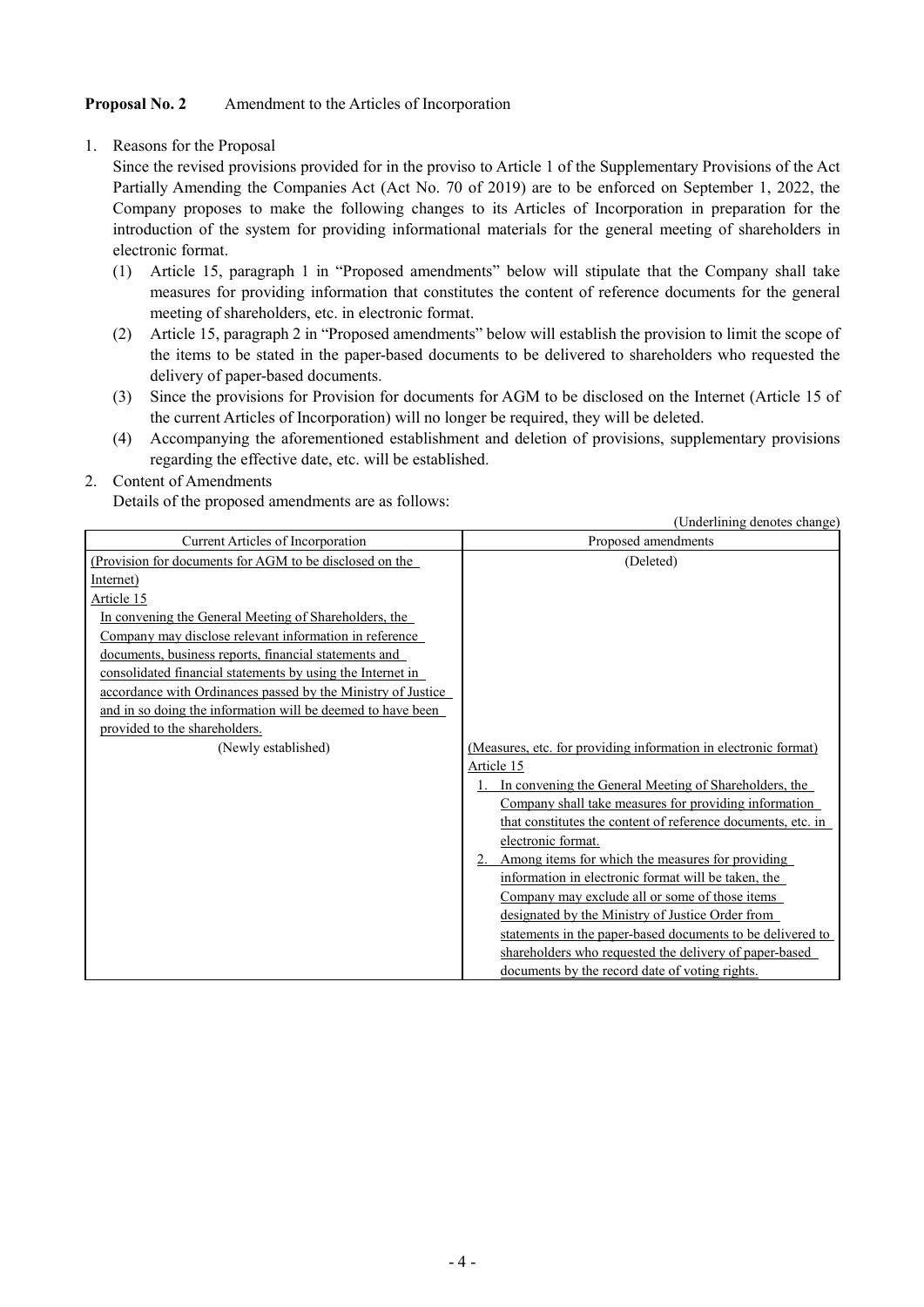**Proposal No. 2** Amendment to the Articles of Incorporation

1. Reasons for the Proposal

   Since the revised provisions provided for in the proviso to Article 1 of the Supplementary Provisions of the Act Partially Amending the Companies Act (Act No. 70 of 2019) are to be enforced on September 1, 2022, the Company proposes to make the following changes to its Articles of Incorporation in preparation for the introduction of the system for providing informational materials for the general meeting of shareholders in electronic format.

   (1) Article 15, paragraph 1 in "Proposed amendments" below will stipulate that the Company shall take measures for providing information that constitutes the content of reference documents for the general meeting of shareholders, etc. in electronic format.

   (2) Article 15, paragraph 2 in "Proposed amendments" below will establish the provision to limit the scope of the items to be stated in the paper-based documents to be delivered to shareholders who requested the delivery of paper-based documents.

   (3) Since the provisions for Provision for documents for AGM to be disclosed on the Internet (Article 15 of the current Articles of Incorporation) will no longer be required, they will be deleted.

   (4) Accompanying the aforementioned establishment and deletion of provisions, supplementary provisions regarding the effective date, etc. will be established.

2. Content of Amendments

   Details of the proposed amendments are as follows:

(Underlining denotes change)

| Current Articles of Incorporation | Proposed amendments |
|---|---|
| (Provision for documents for AGM to be disclosed on the Internet)<br>Article 15<br>In convening the General Meeting of Shareholders, the Company may disclose relevant information in reference documents, business reports, financial statements and consolidated financial statements by using the Internet in accordance with Ordinances passed by the Ministry of Justice and in so doing the information will be deemed to have been provided to the shareholders. | (Deleted) |
| (Newly established) | (Measures, etc. for providing information in electronic format)<br>Article 15<br>1. In convening the General Meeting of Shareholders, the Company shall take measures for providing information that constitutes the content of reference documents, etc. in electronic format.<br>2. Among items for which the measures for providing information in electronic format will be taken, the Company may exclude all or some of those items designated by the Ministry of Justice Order from statements in the paper-based documents to be delivered to shareholders who requested the delivery of paper-based documents by the record date of voting rights. |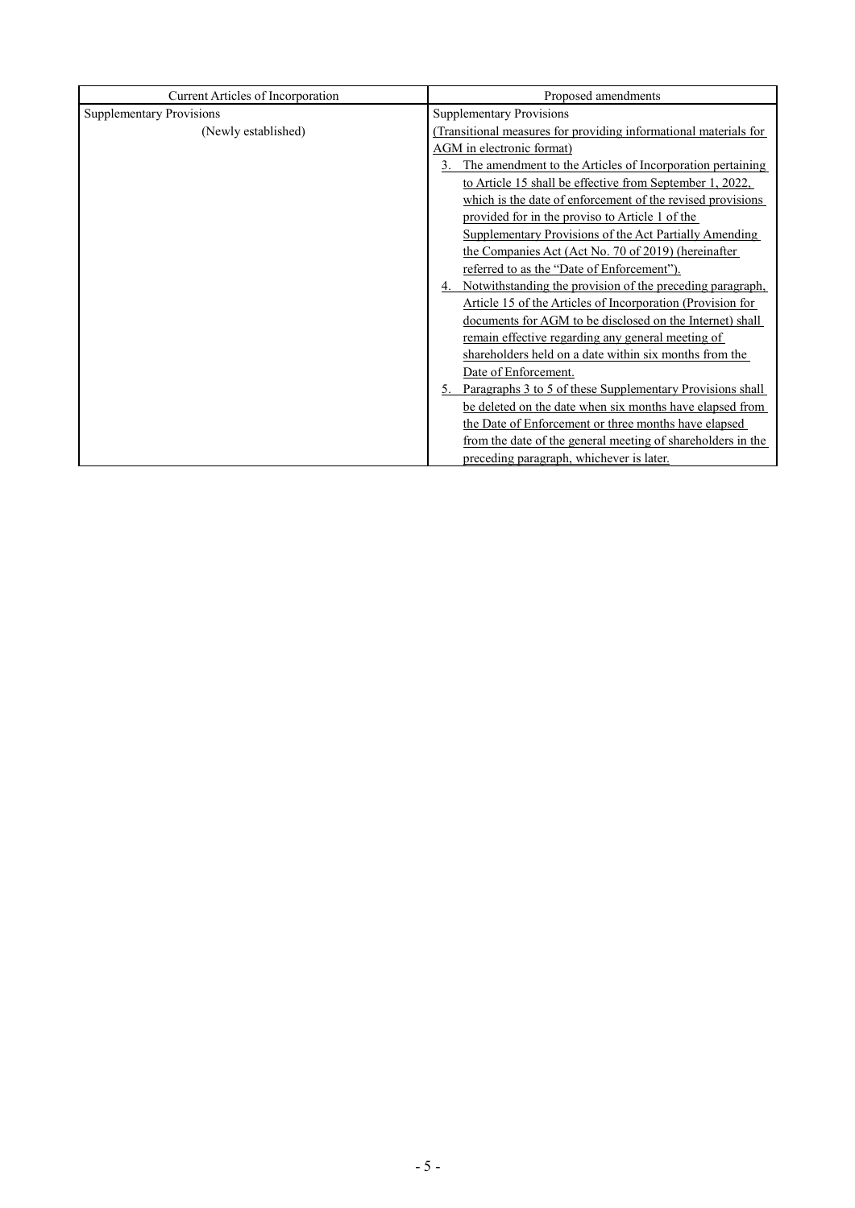| Current Articles of Incorporation | Proposed amendments |
|---|---|
| Supplementary Provisions<br>(Newly established) | Supplementary Provisions<br>(Transitional measures for providing informational materials for AGM in electronic format)<br>3. The amendment to the Articles of Incorporation pertaining to Article 15 shall be effective from September 1, 2022, which is the date of enforcement of the revised provisions provided for in the proviso to Article 1 of the Supplementary Provisions of the Act Partially Amending the Companies Act (Act No. 70 of 2019) (hereinafter referred to as the "Date of Enforcement").<br>4. Notwithstanding the provision of the preceding paragraph, Article 15 of the Articles of Incorporation (Provision for documents for AGM to be disclosed on the Internet) shall remain effective regarding any general meeting of shareholders held on a date within six months from the Date of Enforcement.<br>5. Paragraphs 3 to 5 of these Supplementary Provisions shall be deleted on the date when six months have elapsed from the Date of Enforcement or three months have elapsed from the date of the general meeting of shareholders in the preceding paragraph, whichever is later. |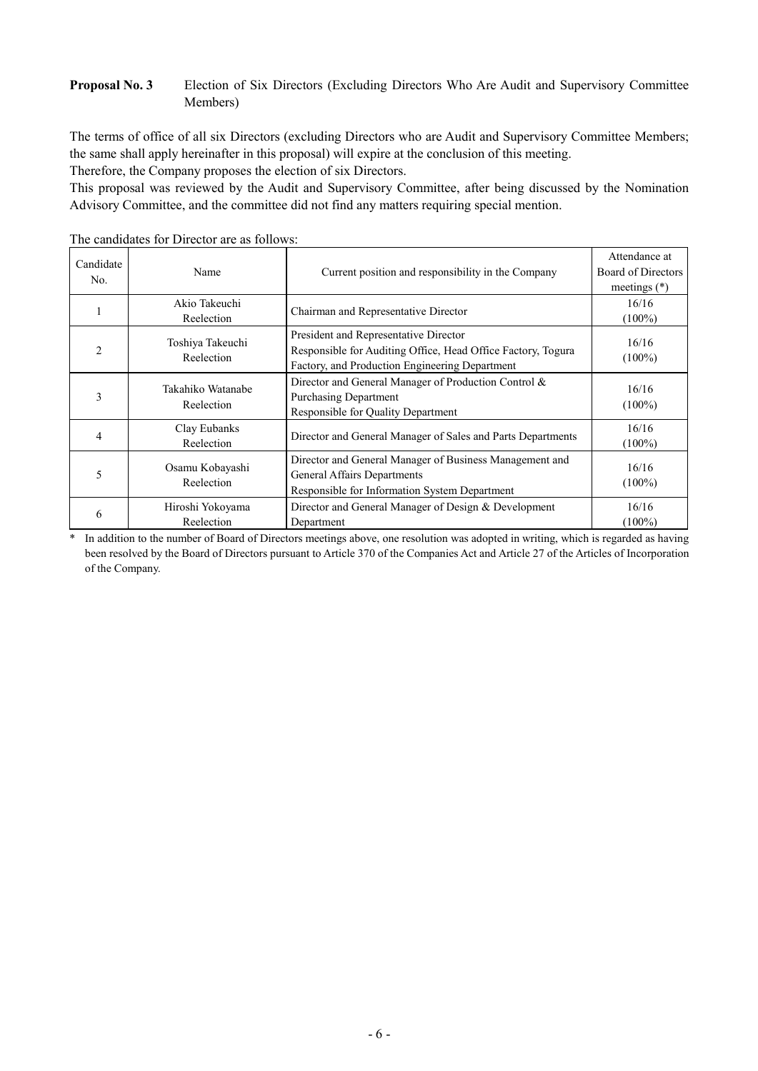**Proposal No. 3** Election of Six Directors (Excluding Directors Who Are Audit and Supervisory Committee Members)

The terms of office of all six Directors (excluding Directors who are Audit and Supervisory Committee Members; the same shall apply hereinafter in this proposal) will expire at the conclusion of this meeting.
Therefore, the Company proposes the election of six Directors.
This proposal was reviewed by the Audit and Supervisory Committee, after being discussed by the Nomination Advisory Committee, and the committee did not find any matters requiring special mention.

The candidates for Director are as follows:

| Candidate No. | Name | Current position and responsibility in the Company | Attendance at Board of Directors meetings (*) |
|---|---|---|---|
| 1 | Akio Takeuchi<br>Reelection | Chairman and Representative Director | 16/16<br>(100%) |
| 2 | Toshiya Takeuchi<br>Reelection | President and Representative Director<br>Responsible for Auditing Office, Head Office Factory, Togura Factory, and Production Engineering Department | 16/16<br>(100%) |
| 3 | Takahiko Watanabe<br>Reelection | Director and General Manager of Production Control & Purchasing Department<br>Responsible for Quality Department | 16/16<br>(100%) |
| 4 | Clay Eubanks<br>Reelection | Director and General Manager of Sales and Parts Departments | 16/16<br>(100%) |
| 5 | Osamu Kobayashi<br>Reelection | Director and General Manager of Business Management and General Affairs Departments<br>Responsible for Information System Department | 16/16<br>(100%) |
| 6 | Hiroshi Yokoyama<br>Reelection | Director and General Manager of Design & Development Department | 16/16<br>(100%) |

\* In addition to the number of Board of Directors meetings above, one resolution was adopted in writing, which is regarded as having been resolved by the Board of Directors pursuant to Article 370 of the Companies Act and Article 27 of the Articles of Incorporation of the Company.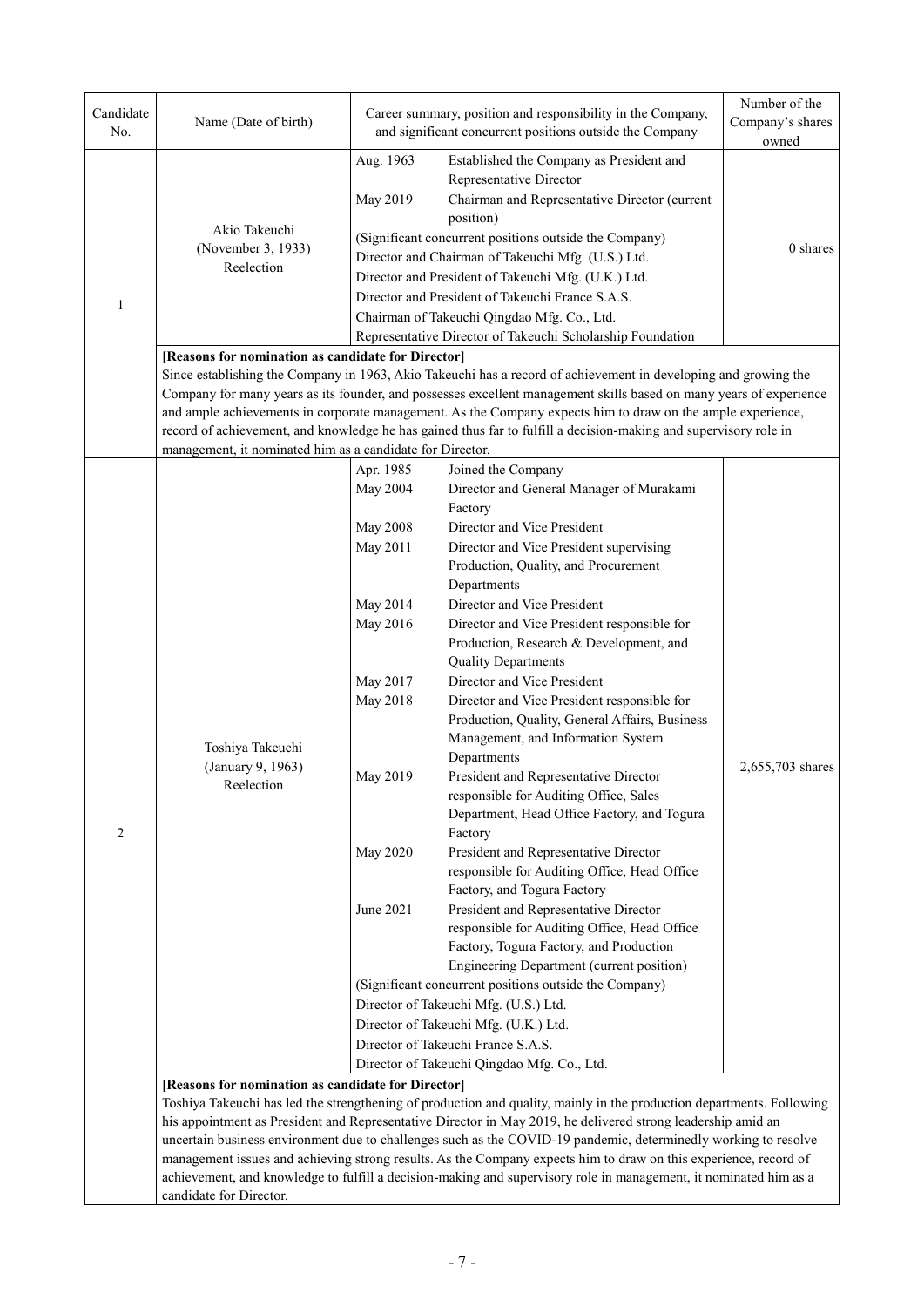| Candidate No. | Name (Date of birth) | Career summary, position and responsibility in the Company, and significant concurrent positions outside the Company | Number of the Company's shares owned |
|---|---|---|---|
| 1 | Akio Takeuchi<br>(November 3, 1933)<br>Reelection | Aug. 1963 Established the Company as President and Representative Director<br>May 2019 Chairman and Representative Director (current position)<br>(Significant concurrent positions outside the Company)<br>Director and Chairman of Takeuchi Mfg. (U.S.) Ltd.<br>Director and President of Takeuchi Mfg. (U.K.) Ltd.<br>Director and President of Takeuchi France S.A.S.<br>Chairman of Takeuchi Qingdao Mfg. Co., Ltd.<br>Representative Director of Takeuchi Scholarship Foundation | 0 shares |
| | **[Reasons for nomination as candidate for Director]**<br>Since establishing the Company in 1963, Akio Takeuchi has a record of achievement in developing and growing the Company for many years as its founder, and possesses excellent management skills based on many years of experience and ample achievements in corporate management. As the Company expects him to draw on the ample experience, record of achievement, and knowledge he has gained thus far to fulfill a decision-making and supervisory role in management, it nominated him as a candidate for Director. | | |
| 2 | Toshiya Takeuchi<br>(January 9, 1963)<br>Reelection | Apr. 1985 Joined the Company<br>May 2004 Director and General Manager of Murakami Factory<br>May 2008 Director and Vice President<br>May 2011 Director and Vice President supervising Production, Quality, and Procurement Departments<br>May 2014 Director and Vice President<br>May 2016 Director and Vice President responsible for Production, Research & Development, and Quality Departments<br>May 2017 Director and Vice President<br>May 2018 Director and Vice President responsible for Production, Quality, General Affairs, Business Management, and Information System Departments<br>May 2019 President and Representative Director responsible for Auditing Office, Sales Department, Head Office Factory, and Togura Factory<br>May 2020 President and Representative Director responsible for Auditing Office, Head Office Factory, and Togura Factory<br>June 2021 President and Representative Director responsible for Auditing Office, Head Office Factory, Togura Factory, and Production Engineering Department (current position)<br>(Significant concurrent positions outside the Company)<br>Director of Takeuchi Mfg. (U.S.) Ltd.<br>Director of Takeuchi Mfg. (U.K.) Ltd.<br>Director of Takeuchi France S.A.S.<br>Director of Takeuchi Qingdao Mfg. Co., Ltd. | 2,655,703 shares |
| | **[Reasons for nomination as candidate for Director]**<br>Toshiya Takeuchi has led the strengthening of production and quality, mainly in the production departments. Following his appointment as President and Representative Director in May 2019, he delivered strong leadership amid an uncertain business environment due to challenges such as the COVID-19 pandemic, determinedly working to resolve management issues and achieving strong results. As the Company expects him to draw on this experience, record of achievement, and knowledge to fulfill a decision-making and supervisory role in management, it nominated him as a candidate for Director. | | |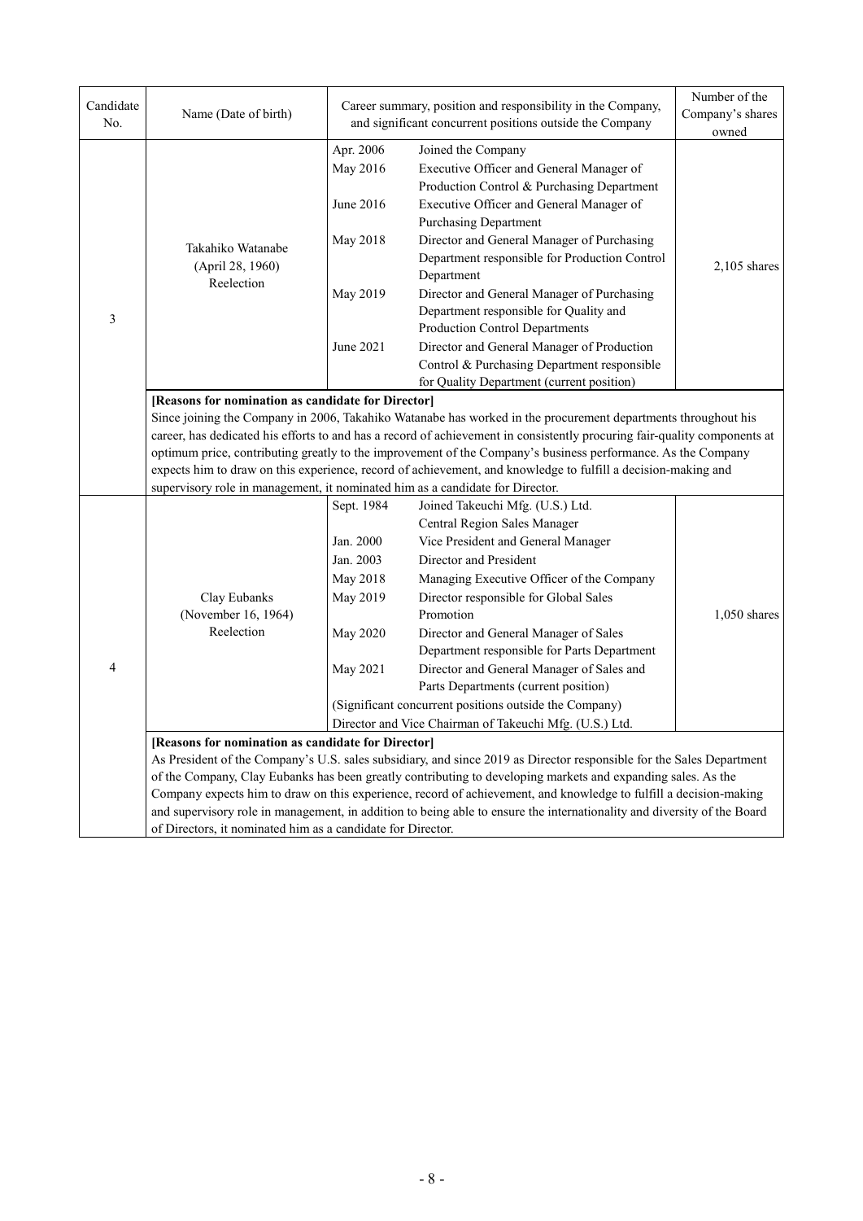| Candidate No. | Name (Date of birth) | Career summary, position and responsibility in the Company, and significant concurrent positions outside the Company | Number of the Company's shares owned |
|---|---|---|---|
| 3 | Takahiko Watanabe (April 28, 1960) Reelection | Apr. 2006 Joined the Company<br>May 2016 Executive Officer and General Manager of Production Control & Purchasing Department<br>June 2016 Executive Officer and General Manager of Purchasing Department<br>May 2018 Director and General Manager of Purchasing Department responsible for Production Control Department<br>May 2019 Director and General Manager of Purchasing Department responsible for Quality and Production Control Departments<br>June 2021 Director and General Manager of Production Control & Purchasing Department responsible for Quality Department (current position) | 2,105 shares |
| | **[Reasons for nomination as candidate for Director]**<br>Since joining the Company in 2006, Takahiko Watanabe has worked in the procurement departments throughout his career, has dedicated his efforts to and has a record of achievement in consistently procuring fair-quality components at optimum price, contributing greatly to the improvement of the Company's business performance. As the Company expects him to draw on this experience, record of achievement, and knowledge to fulfill a decision-making and supervisory role in management, it nominated him as a candidate for Director. | | |
| 4 | Clay Eubanks (November 16, 1964) Reelection | Sept. 1984 Joined Takeuchi Mfg. (U.S.) Ltd. Central Region Sales Manager<br>Jan. 2000 Vice President and General Manager<br>Jan. 2003 Director and President<br>May 2018 Managing Executive Officer of the Company<br>May 2019 Director responsible for Global Sales Promotion<br>May 2020 Director and General Manager of Sales Department responsible for Parts Department<br>May 2021 Director and General Manager of Sales and Parts Departments (current position)<br>(Significant concurrent positions outside the Company)<br>Director and Vice Chairman of Takeuchi Mfg. (U.S.) Ltd. | 1,050 shares |
| | **[Reasons for nomination as candidate for Director]**<br>As President of the Company's U.S. sales subsidiary, and since 2019 as Director responsible for the Sales Department of the Company, Clay Eubanks has been greatly contributing to developing markets and expanding sales. As the Company expects him to draw on this experience, record of achievement, and knowledge to fulfill a decision-making and supervisory role in management, in addition to being able to ensure the internationality and diversity of the Board of Directors, it nominated him as a candidate for Director. | | |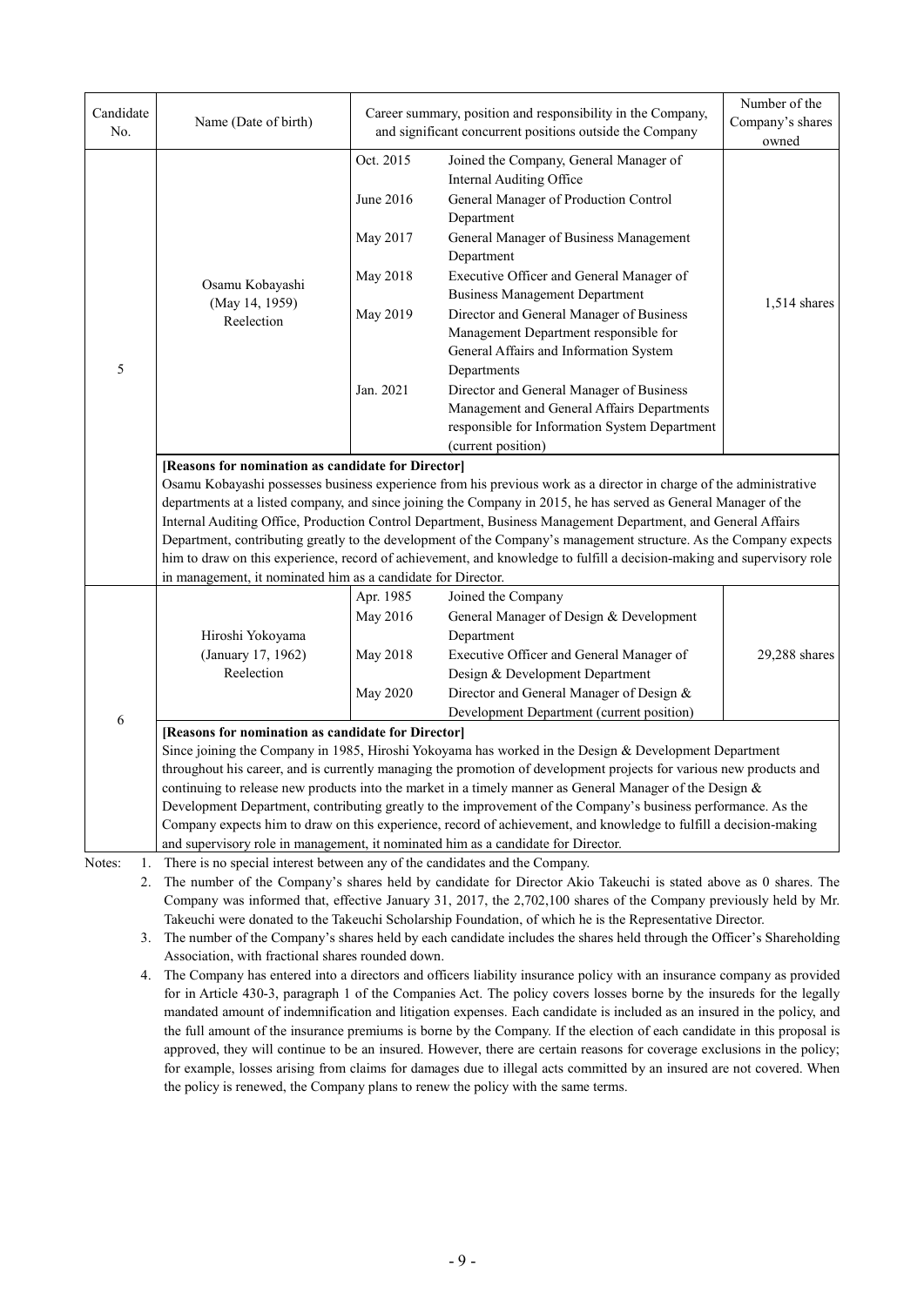| Candidate No. | Name (Date of birth) | Career summary, position and responsibility in the Company, and significant concurrent positions outside the Company | | Number of the Company's shares owned |
|---|---|---|---|---|
| 5 | Osamu Kobayashi (May 14, 1959) Reelection | Oct. 2015 | Joined the Company, General Manager of Internal Auditing Office | 1,514 shares |
| | | June 2016 | General Manager of Production Control Department | |
| | | May 2017 | General Manager of Business Management Department | |
| | | May 2018 | Executive Officer and General Manager of Business Management Department | |
| | | May 2019 | Director and General Manager of Business Management Department responsible for General Affairs and Information System Departments | |
| | | Jan. 2021 | Director and General Manager of Business Management and General Affairs Departments responsible for Information System Department (current position) | |
| | **[Reasons for nomination as candidate for Director]** Osamu Kobayashi possesses business experience from his previous work as a director in charge of the administrative departments at a listed company, and since joining the Company in 2015, he has served as General Manager of the Internal Auditing Office, Production Control Department, Business Management Department, and General Affairs Department, contributing greatly to the development of the Company's management structure. As the Company expects him to draw on this experience, record of achievement, and knowledge to fulfill a decision-making and supervisory role in management, it nominated him as a candidate for Director. | | | |
| 6 | Hiroshi Yokoyama (January 17, 1962) Reelection | Apr. 1985 | Joined the Company | 29,288 shares |
| | | May 2016 | General Manager of Design & Development Department | |
| | | May 2018 | Executive Officer and General Manager of Design & Development Department | |
| | | May 2020 | Director and General Manager of Design & Development Department (current position) | |
| | **[Reasons for nomination as candidate for Director]** Since joining the Company in 1985, Hiroshi Yokoyama has worked in the Design & Development Department throughout his career, and is currently managing the promotion of development projects for various new products and continuing to release new products into the market in a timely manner as General Manager of the Design & Development Department, contributing greatly to the improvement of the Company's business performance. As the Company expects him to draw on this experience, record of achievement, and knowledge to fulfill a decision-making and supervisory role in management, it nominated him as a candidate for Director. | | | |

Notes:
1. There is no special interest between any of the candidates and the Company.
2. The number of the Company's shares held by candidate for Director Akio Takeuchi is stated above as 0 shares. The Company was informed that, effective January 31, 2017, the 2,702,100 shares of the Company previously held by Mr. Takeuchi were donated to the Takeuchi Scholarship Foundation, of which he is the Representative Director.
3. The number of the Company's shares held by each candidate includes the shares held through the Officer's Shareholding Association, with fractional shares rounded down.
4. The Company has entered into a directors and officers liability insurance policy with an insurance company as provided for in Article 430-3, paragraph 1 of the Companies Act. The policy covers losses borne by the insureds for the legally mandated amount of indemnification and litigation expenses. Each candidate is included as an insured in the policy, and the full amount of the insurance premiums is borne by the Company. If the election of each candidate in this proposal is approved, they will continue to be an insured. However, there are certain reasons for coverage exclusions in the policy; for example, losses arising from claims for damages due to illegal acts committed by an insured are not covered. When the policy is renewed, the Company plans to renew the policy with the same terms.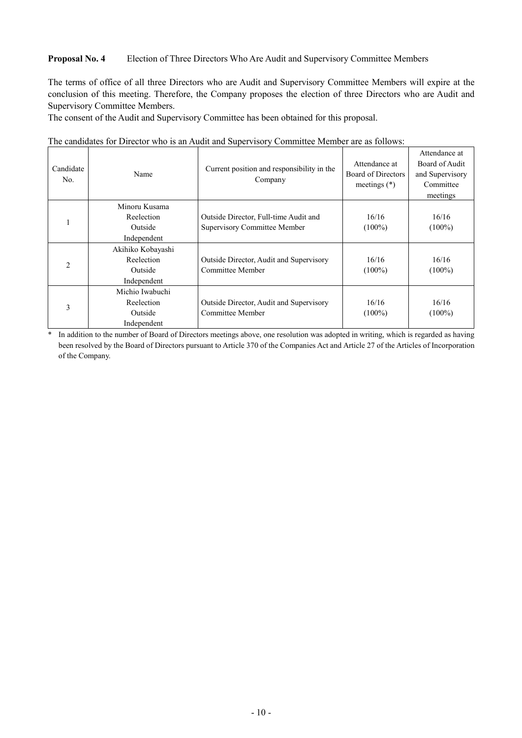**Proposal No. 4** Election of Three Directors Who Are Audit and Supervisory Committee Members

The terms of office of all three Directors who are Audit and Supervisory Committee Members will expire at the conclusion of this meeting. Therefore, the Company proposes the election of three Directors who are Audit and Supervisory Committee Members.

The consent of the Audit and Supervisory Committee has been obtained for this proposal.

The candidates for Director who is an Audit and Supervisory Committee Member are as follows:

| Candidate No. | Name | Current position and responsibility in the Company | Attendance at Board of Directors meetings (*) | Attendance at Board of Audit and Supervisory Committee meetings |
|---|---|---|---|---|
| 1 | Minoru Kusama<br>Reelection<br>Outside<br>Independent | Outside Director, Full-time Audit and Supervisory Committee Member | 16/16<br>(100%) | 16/16<br>(100%) |
| 2 | Akihiko Kobayashi<br>Reelection<br>Outside<br>Independent | Outside Director, Audit and Supervisory Committee Member | 16/16<br>(100%) | 16/16<br>(100%) |
| 3 | Michio Iwabuchi<br>Reelection<br>Outside<br>Independent | Outside Director, Audit and Supervisory Committee Member | 16/16<br>(100%) | 16/16<br>(100%) |

\* In addition to the number of Board of Directors meetings above, one resolution was adopted in writing, which is regarded as having been resolved by the Board of Directors pursuant to Article 370 of the Companies Act and Article 27 of the Articles of Incorporation of the Company.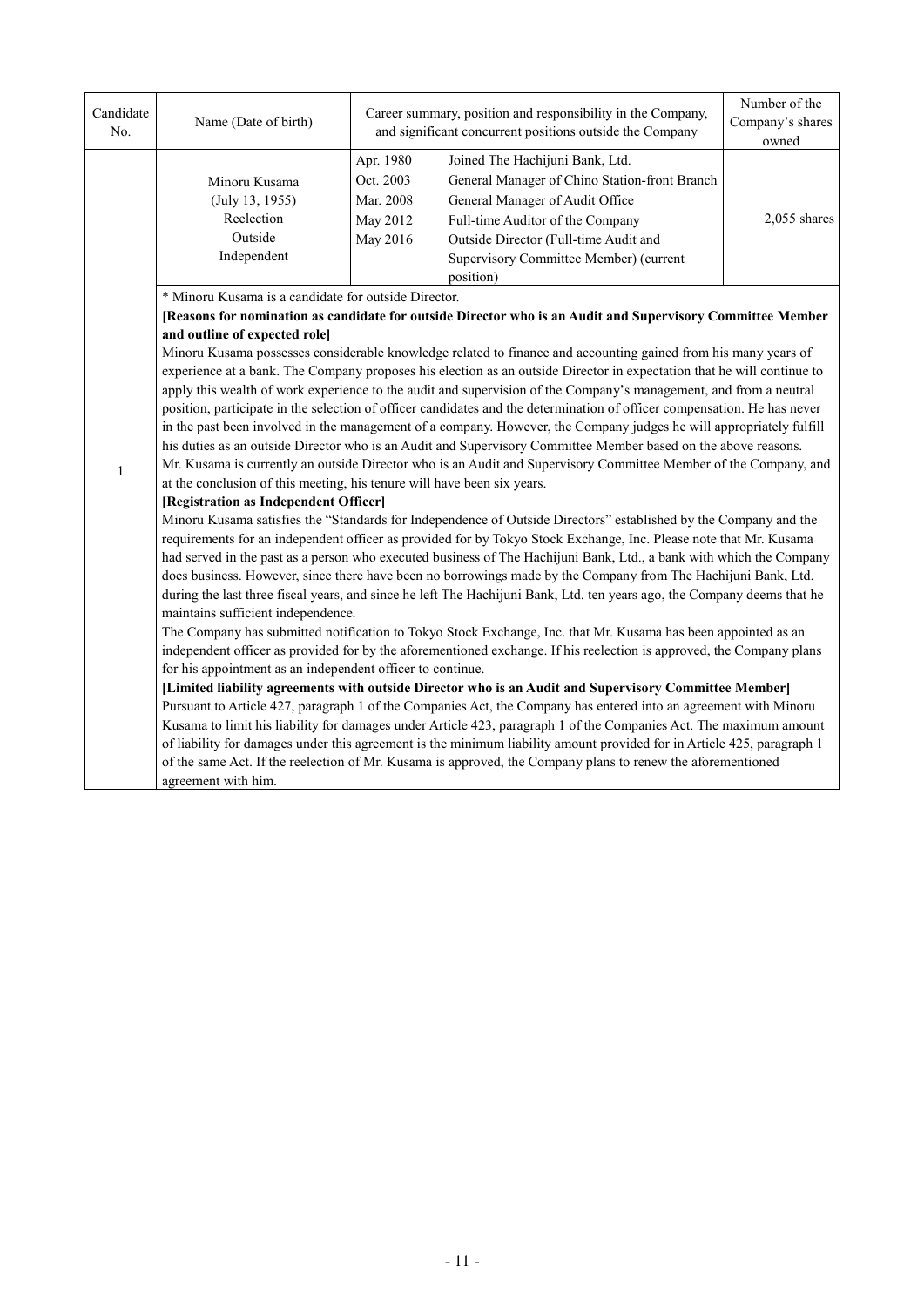| Candidate No. | Name (Date of birth) | Career summary, position and responsibility in the Company, and significant concurrent positions outside the Company | | Number of the Company's shares owned |
|---|---|---|---|---|
| 1 | Minoru Kusama<br>(July 13, 1955)<br>Reelection<br>Outside<br>Independent | Apr. 1980<br>Oct. 2003<br>Mar. 2008<br>May 2012<br>May 2016 | Joined The Hachijuni Bank, Ltd.<br>General Manager of Chino Station-front Branch<br>General Manager of Audit Office<br>Full-time Auditor of the Company<br>Outside Director (Full-time Audit and Supervisory Committee Member) (current position) | 2,055 shares |

* Minoru Kusama is a candidate for outside Director.

**[Reasons for nomination as candidate for outside Director who is an Audit and Supervisory Committee Member and outline of expected role]**

Minoru Kusama possesses considerable knowledge related to finance and accounting gained from his many years of experience at a bank. The Company proposes his election as an outside Director in expectation that he will continue to apply this wealth of work experience to the audit and supervision of the Company's management, and from a neutral position, participate in the selection of officer candidates and the determination of officer compensation. He has never in the past been involved in the management of a company. However, the Company judges he will appropriately fulfill his duties as an outside Director who is an Audit and Supervisory Committee Member based on the above reasons.

Mr. Kusama is currently an outside Director who is an Audit and Supervisory Committee Member of the Company, and at the conclusion of this meeting, his tenure will have been six years.

**[Registration as Independent Officer]**

Minoru Kusama satisfies the "Standards for Independence of Outside Directors" established by the Company and the requirements for an independent officer as provided for by Tokyo Stock Exchange, Inc. Please note that Mr. Kusama had served in the past as a person who executed business of The Hachijuni Bank, Ltd., a bank with which the Company does business. However, since there have been no borrowings made by the Company from The Hachijuni Bank, Ltd. during the last three fiscal years, and since he left The Hachijuni Bank, Ltd. ten years ago, the Company deems that he maintains sufficient independence.

The Company has submitted notification to Tokyo Stock Exchange, Inc. that Mr. Kusama has been appointed as an independent officer as provided for by the aforementioned exchange. If his reelection is approved, the Company plans for his appointment as an independent officer to continue.

**[Limited liability agreements with outside Director who is an Audit and Supervisory Committee Member]**

Pursuant to Article 427, paragraph 1 of the Companies Act, the Company has entered into an agreement with Minoru Kusama to limit his liability for damages under Article 423, paragraph 1 of the Companies Act. The maximum amount of liability for damages under this agreement is the minimum liability amount provided for in Article 425, paragraph 1 of the same Act. If the reelection of Mr. Kusama is approved, the Company plans to renew the aforementioned agreement with him.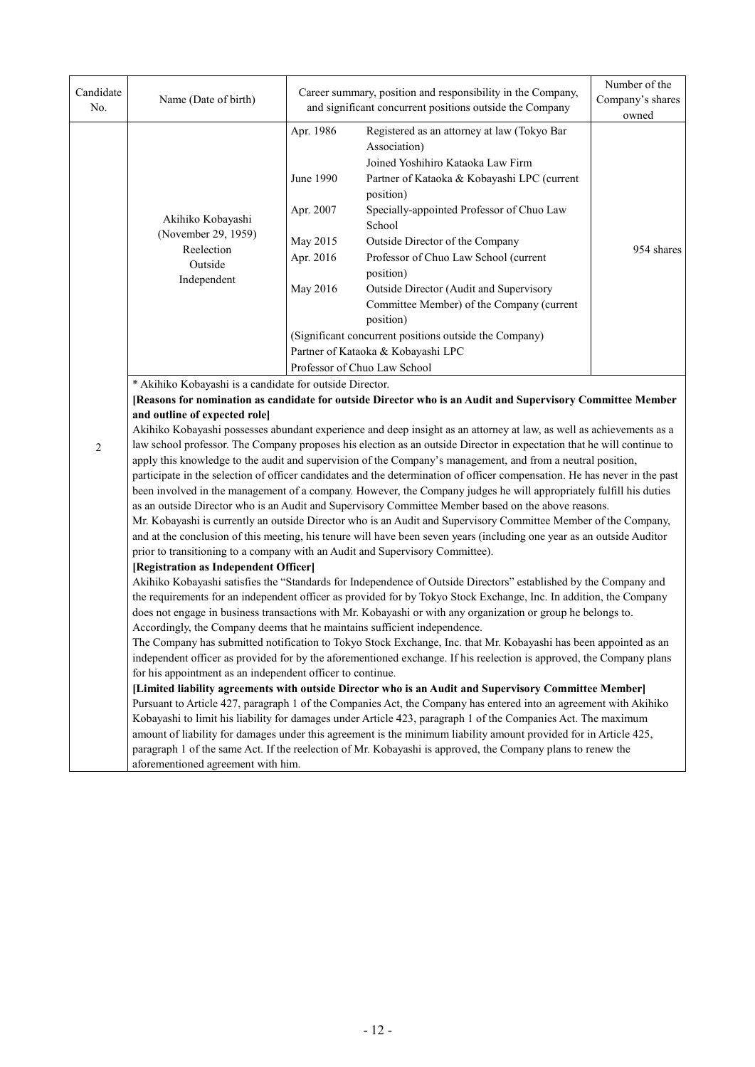| Candidate No. | Name (Date of birth) | Career summary, position and responsibility in the Company, and significant concurrent positions outside the Company | | Number of the Company's shares owned |
|---|---|---|---|---|
| 2 | Akihiko Kobayashi (November 29, 1959) Reelection Outside Independent | Apr. 1986 | Registered as an attorney at law (Tokyo Bar Association) Joined Yoshihiro Kataoka Law Firm | 954 shares |
| | | June 1990 | Partner of Kataoka & Kobayashi LPC (current position) | |
| | | Apr. 2007 | Specially-appointed Professor of Chuo Law School | |
| | | May 2015 | Outside Director of the Company | |
| | | Apr. 2016 | Professor of Chuo Law School (current position) | |
| | | May 2016 | Outside Director (Audit and Supervisory Committee Member) of the Company (current position) | |
| | | (Significant concurrent positions outside the Company) Partner of Kataoka & Kobayashi LPC Professor of Chuo Law School | | |

\* Akihiko Kobayashi is a candidate for outside Director.

**[Reasons for nomination as candidate for outside Director who is an Audit and Supervisory Committee Member and outline of expected role]**

Akihiko Kobayashi possesses abundant experience and deep insight as an attorney at law, as well as achievements as a law school professor. The Company proposes his election as an outside Director in expectation that he will continue to apply this knowledge to the audit and supervision of the Company's management, and from a neutral position, participate in the selection of officer candidates and the determination of officer compensation. He has never in the past been involved in the management of a company. However, the Company judges he will appropriately fulfill his duties as an outside Director who is an Audit and Supervisory Committee Member based on the above reasons.

Mr. Kobayashi is currently an outside Director who is an Audit and Supervisory Committee Member of the Company, and at the conclusion of this meeting, his tenure will have been seven years (including one year as an outside Auditor prior to transitioning to a company with an Audit and Supervisory Committee).

**[Registration as Independent Officer]**

Akihiko Kobayashi satisfies the "Standards for Independence of Outside Directors" established by the Company and the requirements for an independent officer as provided for by Tokyo Stock Exchange, Inc. In addition, the Company does not engage in business transactions with Mr. Kobayashi or with any organization or group he belongs to. Accordingly, the Company deems that he maintains sufficient independence.

The Company has submitted notification to Tokyo Stock Exchange, Inc. that Mr. Kobayashi has been appointed as an independent officer as provided for by the aforementioned exchange. If his reelection is approved, the Company plans for his appointment as an independent officer to continue.

**[Limited liability agreements with outside Director who is an Audit and Supervisory Committee Member]**

Pursuant to Article 427, paragraph 1 of the Companies Act, the Company has entered into an agreement with Akihiko Kobayashi to limit his liability for damages under Article 423, paragraph 1 of the Companies Act. The maximum amount of liability for damages under this agreement is the minimum liability amount provided for in Article 425, paragraph 1 of the same Act. If the reelection of Mr. Kobayashi is approved, the Company plans to renew the aforementioned agreement with him.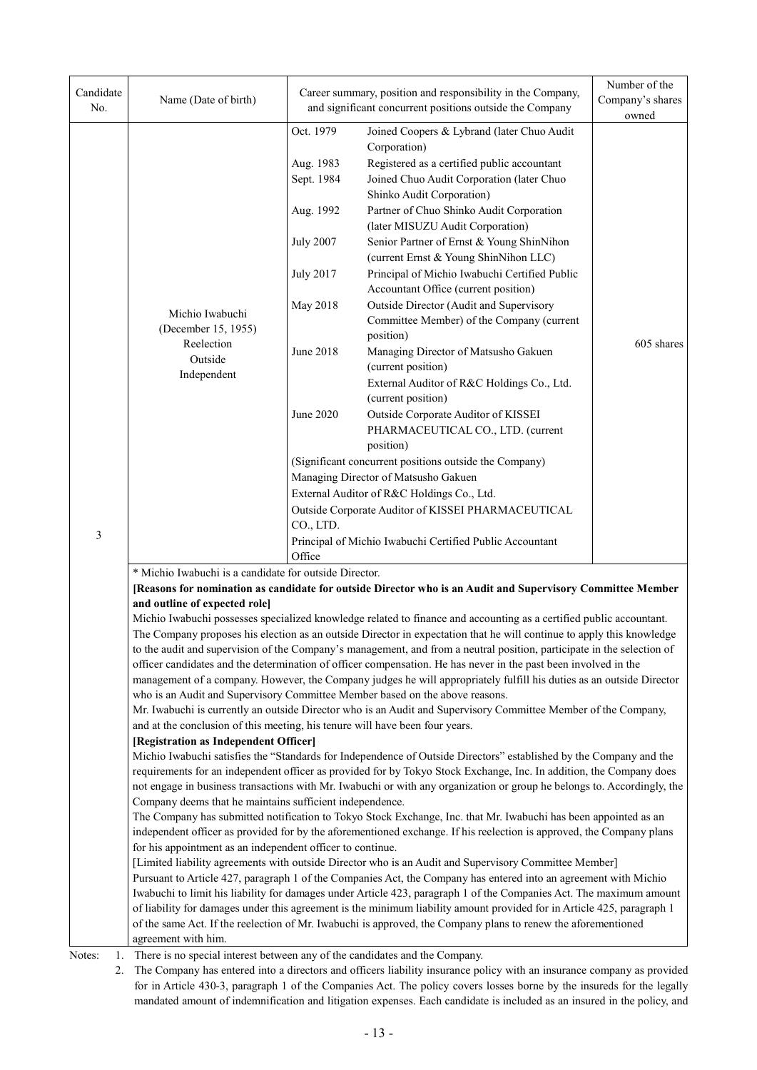| Candidate No. | Name (Date of birth) | Career summary, position and responsibility in the Company, and significant concurrent positions outside the Company | Number of the Company's shares owned |
|---|---|---|---|
| 3 | Michio Iwabuchi (December 15, 1955) Reelection Outside Independent | Oct. 1979 Joined Coopers & Lybrand (later Chuo Audit Corporation)<br>Aug. 1983 Registered as a certified public accountant<br>Sept. 1984 Joined Chuo Audit Corporation (later Chuo Shinko Audit Corporation)<br>Aug. 1992 Partner of Chuo Shinko Audit Corporation (later MISUZU Audit Corporation)<br>July 2007 Senior Partner of Ernst & Young ShinNihon (current Ernst & Young ShinNihon LLC)<br>July 2017 Principal of Michio Iwabuchi Certified Public Accountant Office (current position)<br>May 2018 Outside Director (Audit and Supervisory Committee Member) of the Company (current position)<br>June 2018 Managing Director of Matsusho Gakuen (current position)<br>External Auditor of R&C Holdings Co., Ltd. (current position)<br>June 2020 Outside Corporate Auditor of KISSEI PHARMACEUTICAL CO., LTD. (current position)<br>(Significant concurrent positions outside the Company)<br>Managing Director of Matsusho Gakuen<br>External Auditor of R&C Holdings Co., Ltd.<br>Outside Corporate Auditor of KISSEI PHARMACEUTICAL CO., LTD.<br>Principal of Michio Iwabuchi Certified Public Accountant Office | 605 shares |

* Michio Iwabuchi is a candidate for outside Director.

**[Reasons for nomination as candidate for outside Director who is an Audit and Supervisory Committee Member and outline of expected role]**

Michio Iwabuchi possesses specialized knowledge related to finance and accounting as a certified public accountant. The Company proposes his election as an outside Director in expectation that he will continue to apply this knowledge to the audit and supervision of the Company's management, and from a neutral position, participate in the selection of officer candidates and the determination of officer compensation. He has never in the past been involved in the management of a company. However, the Company judges he will appropriately fulfill his duties as an outside Director who is an Audit and Supervisory Committee Member based on the above reasons.

Mr. Iwabuchi is currently an outside Director who is an Audit and Supervisory Committee Member of the Company, and at the conclusion of this meeting, his tenure will have been four years.

**[Registration as Independent Officer]**

Michio Iwabuchi satisfies the "Standards for Independence of Outside Directors" established by the Company and the requirements for an independent officer as provided for by Tokyo Stock Exchange, Inc. In addition, the Company does not engage in business transactions with Mr. Iwabuchi or with any organization or group he belongs to. Accordingly, the Company deems that he maintains sufficient independence.

The Company has submitted notification to Tokyo Stock Exchange, Inc. that Mr. Iwabuchi has been appointed as an independent officer as provided for by the aforementioned exchange. If his reelection is approved, the Company plans for his appointment as an independent officer to continue.

[Limited liability agreements with outside Director who is an Audit and Supervisory Committee Member]

Pursuant to Article 427, paragraph 1 of the Companies Act, the Company has entered into an agreement with Michio Iwabuchi to limit his liability for damages under Article 423, paragraph 1 of the Companies Act. The maximum amount of liability for damages under this agreement is the minimum liability amount provided for in Article 425, paragraph 1 of the same Act. If the reelection of Mr. Iwabuchi is approved, the Company plans to renew the aforementioned agreement with him.

Notes:
1. There is no special interest between any of the candidates and the Company.
2. The Company has entered into a directors and officers liability insurance policy with an insurance company as provided for in Article 430-3, paragraph 1 of the Companies Act. The policy covers losses borne by the insureds for the legally mandated amount of indemnification and litigation expenses. Each candidate is included as an insured in the policy, and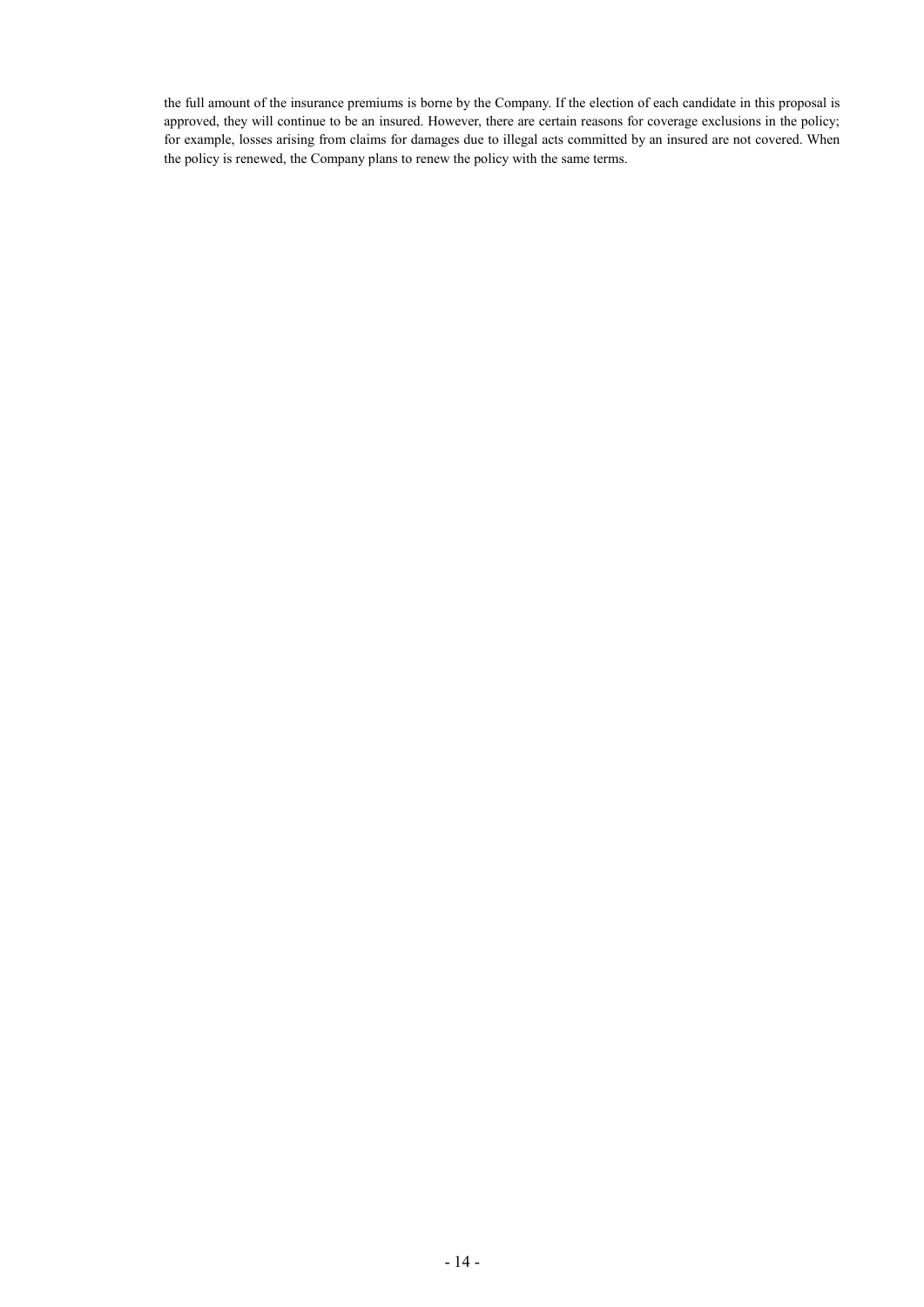the full amount of the insurance premiums is borne by the Company. If the election of each candidate in this proposal is approved, they will continue to be an insured. However, there are certain reasons for coverage exclusions in the policy; for example, losses arising from claims for damages due to illegal acts committed by an insured are not covered. When the policy is renewed, the Company plans to renew the policy with the same terms.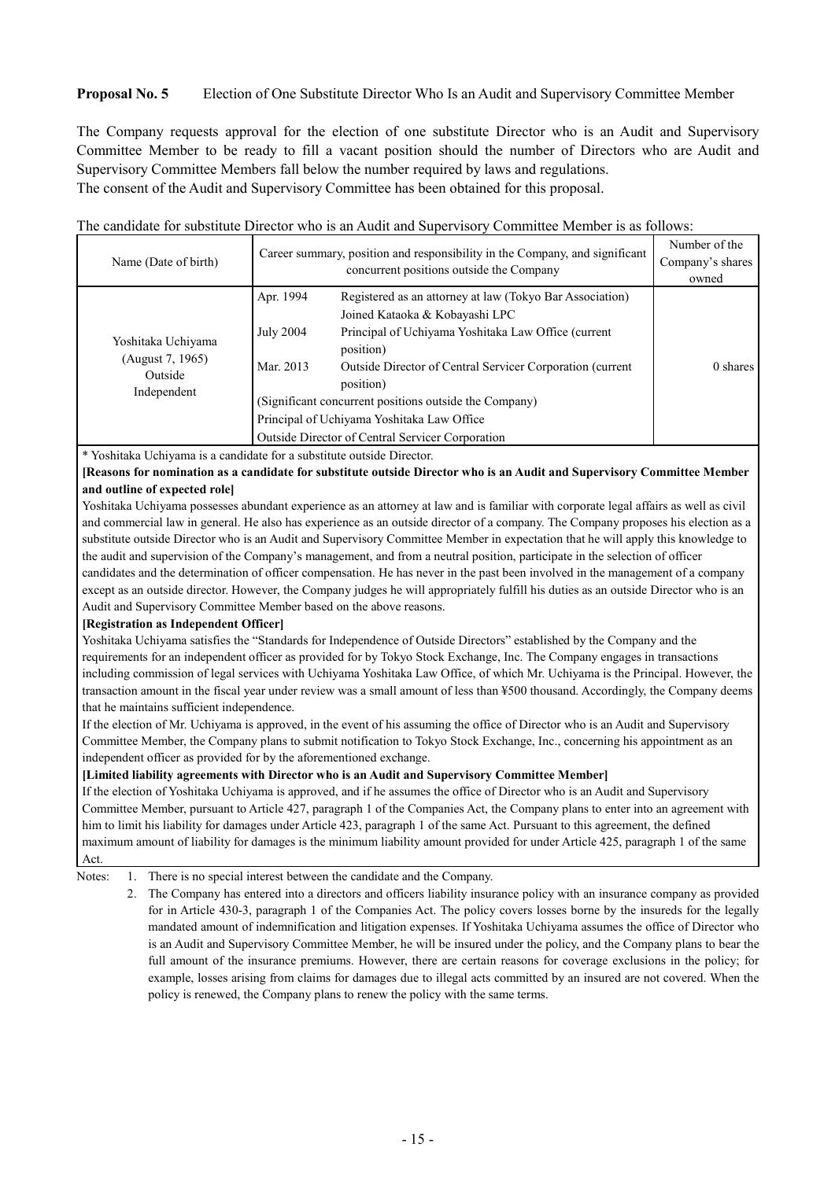**Proposal No. 5** Election of One Substitute Director Who Is an Audit and Supervisory Committee Member

The Company requests approval for the election of one substitute Director who is an Audit and Supervisory Committee Member to be ready to fill a vacant position should the number of Directors who are Audit and Supervisory Committee Members fall below the number required by laws and regulations.
The consent of the Audit and Supervisory Committee has been obtained for this proposal.

The candidate for substitute Director who is an Audit and Supervisory Committee Member is as follows:

| Name (Date of birth) | Career summary, position and responsibility in the Company, and significant concurrent positions outside the Company | | Number of the Company's shares owned |
|---|---|---|---|
| Yoshitaka Uchiyama (August 7, 1965) Outside Independent | Apr. 1994 | Registered as an attorney at law (Tokyo Bar Association) Joined Kataoka & Kobayashi LPC | 0 shares |
| | July 2004 | Principal of Uchiyama Yoshitaka Law Office (current position) | |
| | Mar. 2013 | Outside Director of Central Servicer Corporation (current position) | |
| | (Significant concurrent positions outside the Company) Principal of Uchiyama Yoshitaka Law Office Outside Director of Central Servicer Corporation | | |

\* Yoshitaka Uchiyama is a candidate for a substitute outside Director.

**[Reasons for nomination as a candidate for substitute outside Director who is an Audit and Supervisory Committee Member and outline of expected role]**

Yoshitaka Uchiyama possesses abundant experience as an attorney at law and is familiar with corporate legal affairs as well as civil and commercial law in general. He also has experience as an outside director of a company. The Company proposes his election as a substitute outside Director who is an Audit and Supervisory Committee Member in expectation that he will apply this knowledge to the audit and supervision of the Company's management, and from a neutral position, participate in the selection of officer candidates and the determination of officer compensation. He has never in the past been involved in the management of a company except as an outside director. However, the Company judges he will appropriately fulfill his duties as an outside Director who is an Audit and Supervisory Committee Member based on the above reasons.

**[Registration as Independent Officer]**

Yoshitaka Uchiyama satisfies the "Standards for Independence of Outside Directors" established by the Company and the requirements for an independent officer as provided for by Tokyo Stock Exchange, Inc. The Company engages in transactions including commission of legal services with Uchiyama Yoshitaka Law Office, of which Mr. Uchiyama is the Principal. However, the transaction amount in the fiscal year under review was a small amount of less than ¥500 thousand. Accordingly, the Company deems that he maintains sufficient independence.

If the election of Mr. Uchiyama is approved, in the event of his assuming the office of Director who is an Audit and Supervisory Committee Member, the Company plans to submit notification to Tokyo Stock Exchange, Inc., concerning his appointment as an independent officer as provided for by the aforementioned exchange.

**[Limited liability agreements with Director who is an Audit and Supervisory Committee Member]**

If the election of Yoshitaka Uchiyama is approved, and if he assumes the office of Director who is an Audit and Supervisory Committee Member, pursuant to Article 427, paragraph 1 of the Companies Act, the Company plans to enter into an agreement with him to limit his liability for damages under Article 423, paragraph 1 of the same Act. Pursuant to this agreement, the defined maximum amount of liability for damages is the minimum liability amount provided for under Article 425, paragraph 1 of the same Act.

Notes:
1. There is no special interest between the candidate and the Company.
2. The Company has entered into a directors and officers liability insurance policy with an insurance company as provided for in Article 430-3, paragraph 1 of the Companies Act. The policy covers losses borne by the insureds for the legally mandated amount of indemnification and litigation expenses. If Yoshitaka Uchiyama assumes the office of Director who is an Audit and Supervisory Committee Member, he will be insured under the policy, and the Company plans to bear the full amount of the insurance premiums. However, there are certain reasons for coverage exclusions in the policy; for example, losses arising from claims for damages due to illegal acts committed by an insured are not covered. When the policy is renewed, the Company plans to renew the policy with the same terms.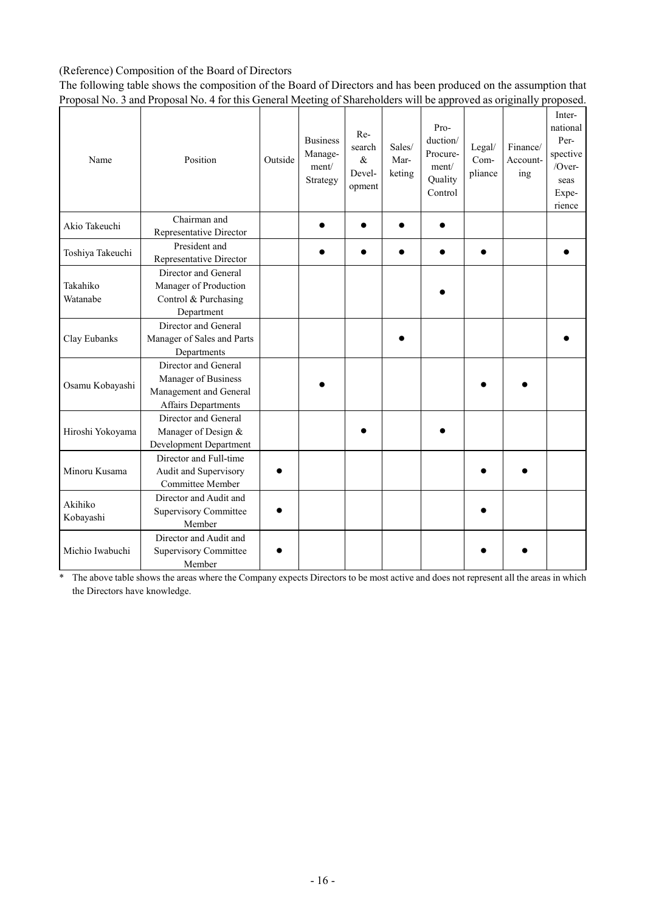(Reference) Composition of the Board of Directors

The following table shows the composition of the Board of Directors and has been produced on the assumption that Proposal No. 3 and Proposal No. 4 for this General Meeting of Shareholders will be approved as originally proposed.

| Name | Position | Outside | Business Management/ Strategy | Research & Development | Sales/ Marketing | Production/ Procurement/ Quality Control | Legal/ Compliance | Finance/ Accounting | International Perspective /Overseas Experience |
|---|---|---|---|---|---|---|---|---|---|
| Akio Takeuchi | Chairman and Representative Director | | ● | ● | ● | ● | | | |
| Toshiya Takeuchi | President and Representative Director | | ● | ● | ● | ● | ● | | ● |
| Takahiko Watanabe | Director and General Manager of Production Control & Purchasing Department | | | | | ● | | | |
| Clay Eubanks | Director and General Manager of Sales and Parts Departments | | | | ● | | | | ● |
| Osamu Kobayashi | Director and General Manager of Business Management and General Affairs Departments | | ● | | | | ● | ● | |
| Hiroshi Yokoyama | Director and General Manager of Design & Development Department | | | ● | | ● | | | |
| Minoru Kusama | Director and Full-time Audit and Supervisory Committee Member | ● | | | | | ● | ● | |
| Akihiko Kobayashi | Director and Audit and Supervisory Committee Member | ● | | | | | ● | | |
| Michio Iwabuchi | Director and Audit and Supervisory Committee Member | ● | | | | | ● | ● | |

\* The above table shows the areas where the Company expects Directors to be most active and does not represent all the areas in which the Directors have knowledge.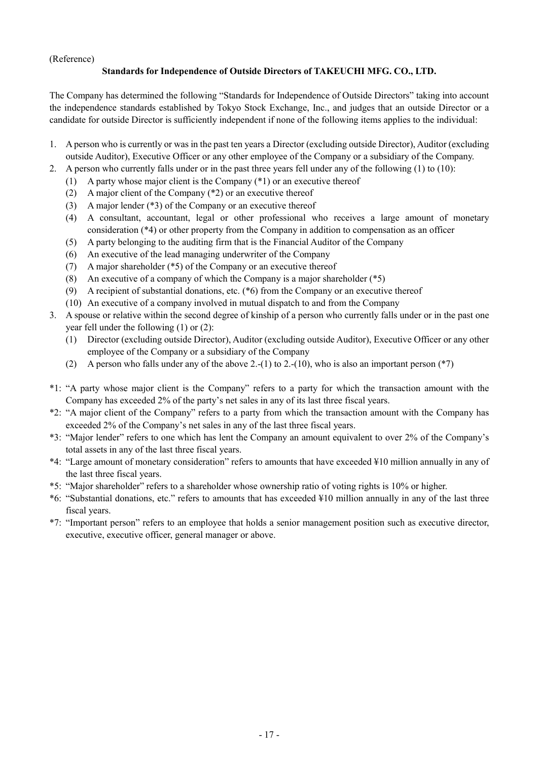(Reference)

## Standards for Independence of Outside Directors of TAKEUCHI MFG. CO., LTD.

The Company has determined the following "Standards for Independence of Outside Directors" taking into account the independence standards established by Tokyo Stock Exchange, Inc., and judges that an outside Director or a candidate for outside Director is sufficiently independent if none of the following items applies to the individual:

1. A person who is currently or was in the past ten years a Director (excluding outside Director), Auditor (excluding outside Auditor), Executive Officer or any other employee of the Company or a subsidiary of the Company.
2. A person who currently falls under or in the past three years fell under any of the following (1) to (10):
   - (1) A party whose major client is the Company (*1) or an executive thereof
   - (2) A major client of the Company (*2) or an executive thereof
   - (3) A major lender (*3) of the Company or an executive thereof
   - (4) A consultant, accountant, legal or other professional who receives a large amount of monetary consideration (*4) or other property from the Company in addition to compensation as an officer
   - (5) A party belonging to the auditing firm that is the Financial Auditor of the Company
   - (6) An executive of the lead managing underwriter of the Company
   - (7) A major shareholder (*5) of the Company or an executive thereof
   - (8) An executive of a company of which the Company is a major shareholder (*5)
   - (9) A recipient of substantial donations, etc. (*6) from the Company or an executive thereof
   - (10) An executive of a company involved in mutual dispatch to and from the Company
3. A spouse or relative within the second degree of kinship of a person who currently falls under or in the past one year fell under the following (1) or (2):
   - (1) Director (excluding outside Director), Auditor (excluding outside Auditor), Executive Officer or any other employee of the Company or a subsidiary of the Company
   - (2) A person who falls under any of the above 2.-(1) to 2.-(10), who is also an important person (*7)

*1: "A party whose major client is the Company" refers to a party for which the transaction amount with the Company has exceeded 2% of the party's net sales in any of its last three fiscal years.

*2: "A major client of the Company" refers to a party from which the transaction amount with the Company has exceeded 2% of the Company's net sales in any of the last three fiscal years.

*3: "Major lender" refers to one which has lent the Company an amount equivalent to over 2% of the Company's total assets in any of the last three fiscal years.

*4: "Large amount of monetary consideration" refers to amounts that have exceeded ¥10 million annually in any of the last three fiscal years.

*5: "Major shareholder" refers to a shareholder whose ownership ratio of voting rights is 10% or higher.

*6: "Substantial donations, etc." refers to amounts that has exceeded ¥10 million annually in any of the last three fiscal years.

*7: "Important person" refers to an employee that holds a senior management position such as executive director, executive, executive officer, general manager or above.